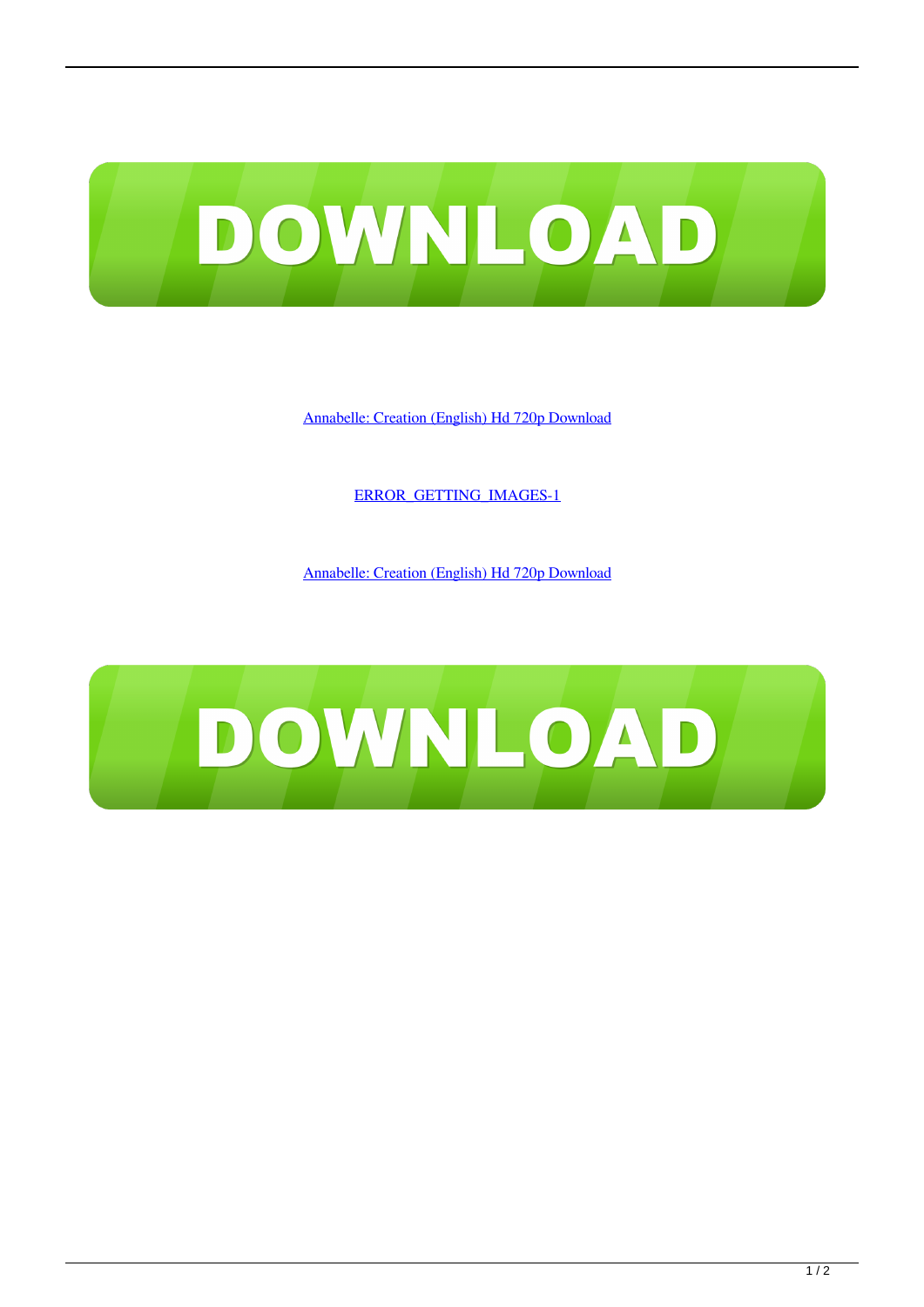DOWNLOAD

[Annabelle: Creation (English) Hd 720p Download]

[ERROR_GETTING_IMAGES-1]

[Annabelle: Creation (English) Hd 720p Download]

DOWNLOAD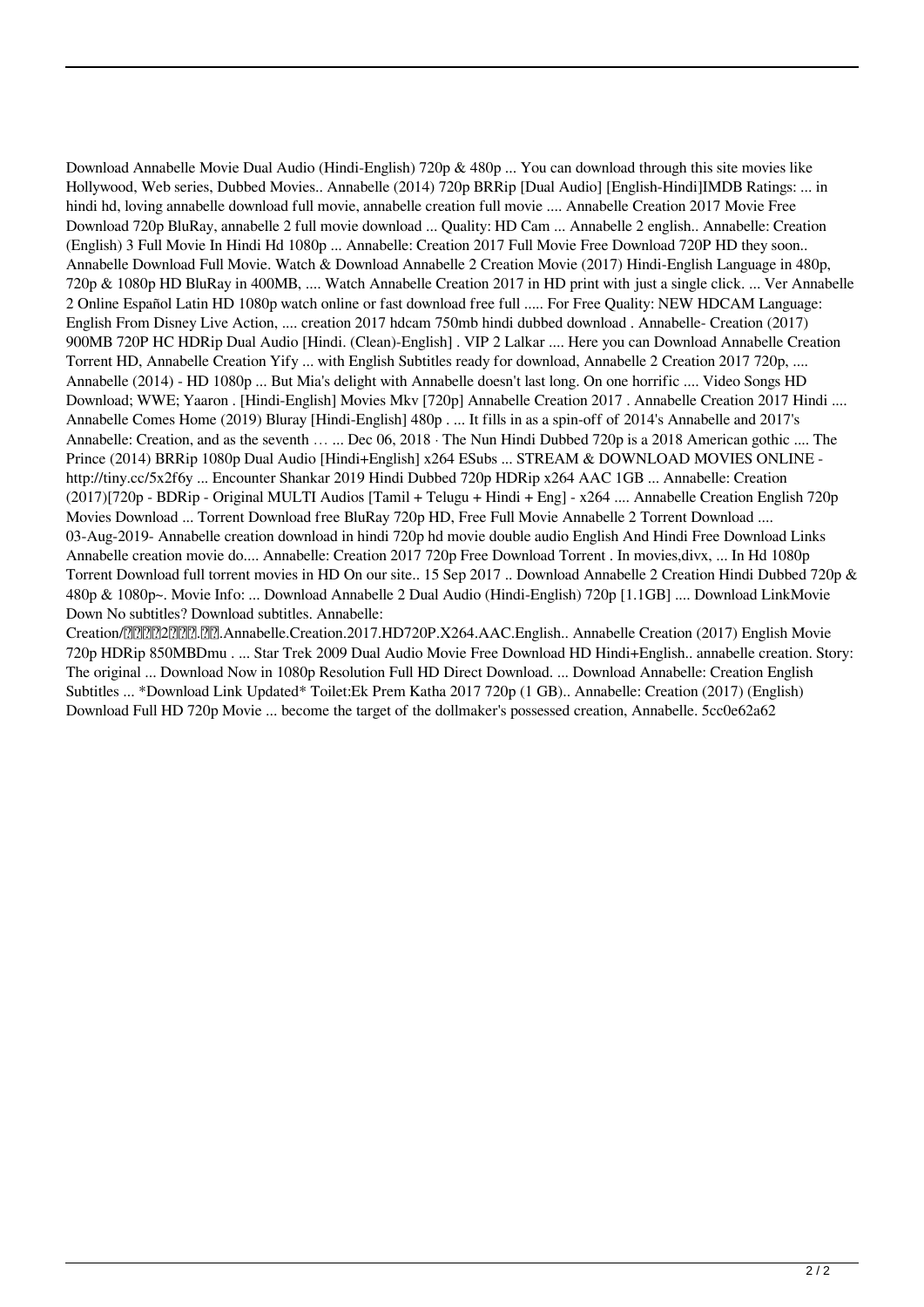Download Annabelle Movie Dual Audio (Hindi-English) 720p & 480p ... You can download through this site movies like Hollywood, Web series, Dubbed Movies.. Annabelle (2014) 720p BRRip [Dual Audio] [English-Hindi]IMDB Ratings: ... in hindi hd, loving annabelle download full movie, annabelle creation full movie .... Annabelle Creation 2017 Movie Free Download 720p BluRay, annabelle 2 full movie download ... Quality: HD Cam ... Annabelle 2 english.. Annabelle: Creation (English) 3 Full Movie In Hindi Hd 1080p ... Annabelle: Creation 2017 Full Movie Free Download 720P HD they soon.. Annabelle Download Full Movie. Watch & Download Annabelle 2 Creation Movie (2017) Hindi-English Language in 480p, 720p & 1080p HD BluRay in 400MB, .... Watch Annabelle Creation 2017 in HD print with just a single click. ... Ver Annabelle 2 Online Español Latin HD 1080p watch online or fast download free full ..... For Free Quality: NEW HDCAM Language: English From Disney Live Action, .... creation 2017 hdcam 750mb hindi dubbed download . Annabelle- Creation (2017) 900MB 720P HC HDRip Dual Audio [Hindi. (Clean)-English] . VIP 2 Lalkar .... Here you can Download Annabelle Creation Torrent HD, Annabelle Creation Yify ... with English Subtitles ready for download, Annabelle 2 Creation 2017 720p, .... Annabelle (2014) - HD 1080p ... But Mia's delight with Annabelle doesn't last long. On one horrific .... Video Songs HD Download; WWE; Yaaron . [Hindi-English] Movies Mkv [720p] Annabelle Creation 2017 . Annabelle Creation 2017 Hindi .... Annabelle Comes Home (2019) Bluray [Hindi-English] 480p . ... It fills in as a spin-off of 2014's Annabelle and 2017's Annabelle: Creation, and as the seventh … ... Dec 06, 2018 · The Nun Hindi Dubbed 720p is a 2018 American gothic .... The Prince (2014) BRRip 1080p Dual Audio [Hindi+English] x264 ESubs ... STREAM & DOWNLOAD MOVIES ONLINE - http://tiny.cc/5x2f6y ... Encounter Shankar 2019 Hindi Dubbed 720p HDRip x264 AAC 1GB ... Annabelle: Creation (2017)[720p - BDRip - Original MULTI Audios [Tamil + Telugu + Hindi + Eng] - x264 .... Annabelle Creation English 720p Movies Download ... Torrent Download free BluRay 720p HD, Free Full Movie Annabelle 2 Torrent Download .... 03-Aug-2019- Annabelle creation download in hindi 720p hd movie double audio English And Hindi Free Download Links Annabelle creation movie do.... Annabelle: Creation 2017 720p Free Download Torrent . In movies,divx, ... In Hd 1080p Torrent Download full torrent movies in HD On our site.. 15 Sep 2017 .. Download Annabelle 2 Creation Hindi Dubbed 720p & 480p & 1080p~. Movie Info: ... Download Annabelle 2 Dual Audio (Hindi-English) 720p [1.1GB] .... Download LinkMovie Down No subtitles? Download subtitles. Annabelle: Creation/????2???.??.Annabelle.Creation.2017.HD720P.X264.AAC.English.. Annabelle Creation (2017) English Movie 720p HDRip 850MBDmu . ... Star Trek 2009 Dual Audio Movie Free Download HD Hindi+English.. annabelle creation. Story: The original ... Download Now in 1080p Resolution Full HD Direct Download. ... Download Annabelle: Creation English Subtitles ... *Download Link Updated* Toilet:Ek Prem Katha 2017 720p (1 GB).. Annabelle: Creation (2017) (English) Download Full HD 720p Movie ... become the target of the dollmaker's possessed creation, Annabelle. 5cc0e62a62